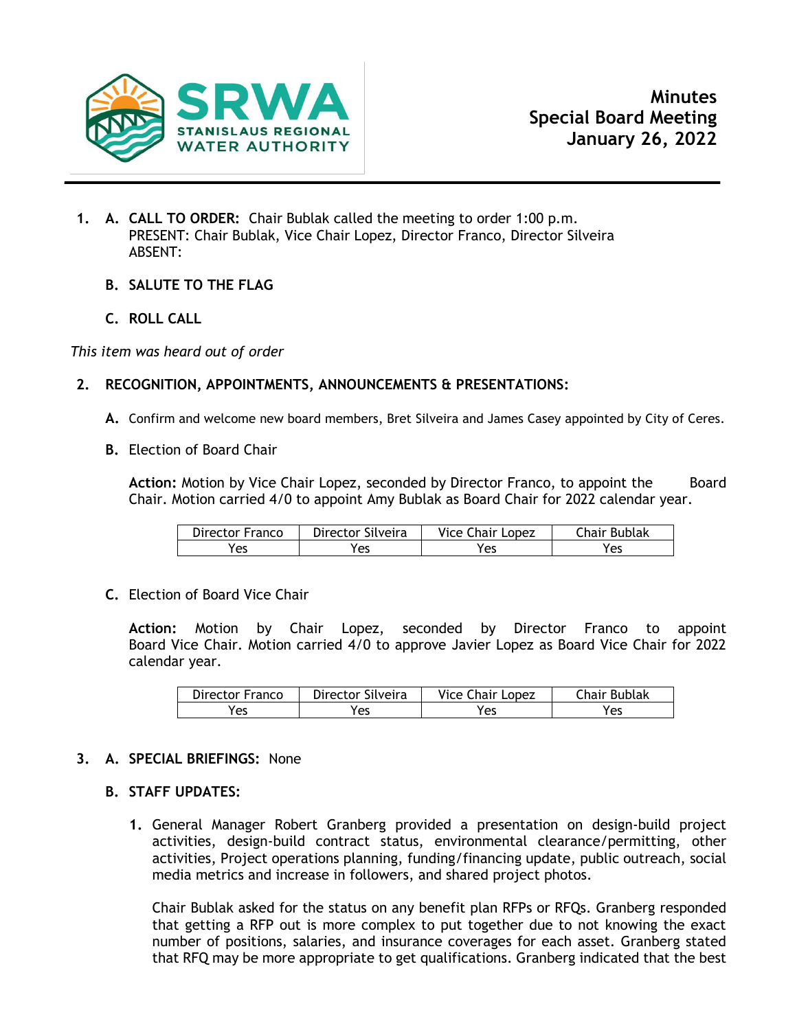**SRWA**
**STANISLAUS REGIONAL WATER AUTHORITY**

# Minutes
## Special Board Meeting
## January 26, 2022

1. **A. CALL TO ORDER:** Chair Bublak called the meeting to order 1:00 p.m.
   PRESENT: Chair Bublak, Vice Chair Lopez, Director Franco, Director Silveira
   ABSENT:

   **B. SALUTE TO THE FLAG**

   **C. ROLL CALL**

*This item was heard out of order*

2. **RECOGNITION, APPOINTMENTS, ANNOUNCEMENTS & PRESENTATIONS:**

   **A.** Confirm and welcome new board members, Bret Silveira and James Casey appointed by City of Ceres.

   **B.** Election of Board Chair

   **Action:** Motion by Vice Chair Lopez, seconded by Director Franco, to appoint the Board Chair. Motion carried 4/0 to appoint Amy Bublak as Board Chair for 2022 calendar year.

| Director Franco | Director Silveira | Vice Chair Lopez | Chair Bublak |
|---|---|---|---|
| Yes | Yes | Yes | Yes |

   **C.** Election of Board Vice Chair

   **Action:** Motion by Chair Lopez, seconded by Director Franco to appoint Board Vice Chair. Motion carried 4/0 to approve Javier Lopez as Board Vice Chair for 2022 calendar year.

| Director Franco | Director Silveira | Vice Chair Lopez | Chair Bublak |
|---|---|---|---|
| Yes | Yes | Yes | Yes |

3. **A. SPECIAL BRIEFINGS:** None

   **B. STAFF UPDATES:**

   1. General Manager Robert Granberg provided a presentation on design-build project activities, design-build contract status, environmental clearance/permitting, other activities, Project operations planning, funding/financing update, public outreach, social media metrics and increase in followers, and shared project photos.

      Chair Bublak asked for the status on any benefit plan RFPs or RFQs. Granberg responded that getting a RFP out is more complex to put together due to not knowing the exact number of positions, salaries, and insurance coverages for each asset. Granberg stated that RFQ may be more appropriate to get qualifications. Granberg indicated that the best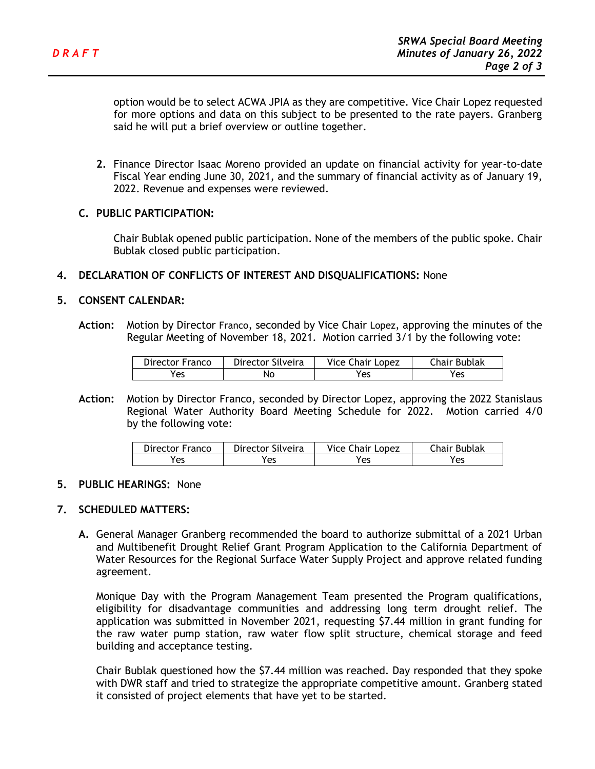option would be to select ACWA JPIA as they are competitive. Vice Chair Lopez requested for more options and data on this subject to be presented to the rate payers. Granberg said he will put a brief overview or outline together.

2. Finance Director Isaac Moreno provided an update on financial activity for year-to-date Fiscal Year ending June 30, 2021, and the summary of financial activity as of January 19, 2022. Revenue and expenses were reviewed.

**C. PUBLIC PARTICIPATION:**

Chair Bublak opened public participation. None of the members of the public spoke. Chair Bublak closed public participation.

**4. DECLARATION OF CONFLICTS OF INTEREST AND DISQUALIFICATIONS:** None

**5. CONSENT CALENDAR:**

**Action:** Motion by Director Franco, seconded by Vice Chair Lopez, approving the minutes of the Regular Meeting of November 18, 2021. Motion carried 3/1 by the following vote:

| Director Franco | Director Silveira | Vice Chair Lopez | Chair Bublak |
|---|---|---|---|
| Yes | No | Yes | Yes |

**Action:** Motion by Director Franco, seconded by Director Lopez, approving the 2022 Stanislaus Regional Water Authority Board Meeting Schedule for 2022. Motion carried 4/0 by the following vote:

| Director Franco | Director Silveira | Vice Chair Lopez | Chair Bublak |
|---|---|---|---|
| Yes | Yes | Yes | Yes |

**5. PUBLIC HEARINGS:** None

**7. SCHEDULED MATTERS:**

**A.** General Manager Granberg recommended the board to authorize submittal of a 2021 Urban and Multibenefit Drought Relief Grant Program Application to the California Department of Water Resources for the Regional Surface Water Supply Project and approve related funding agreement.

Monique Day with the Program Management Team presented the Program qualifications, eligibility for disadvantage communities and addressing long term drought relief. The application was submitted in November 2021, requesting $7.44 million in grant funding for the raw water pump station, raw water flow split structure, chemical storage and feed building and acceptance testing.

Chair Bublak questioned how the $7.44 million was reached. Day responded that they spoke with DWR staff and tried to strategize the appropriate competitive amount. Granberg stated it consisted of project elements that have yet to be started.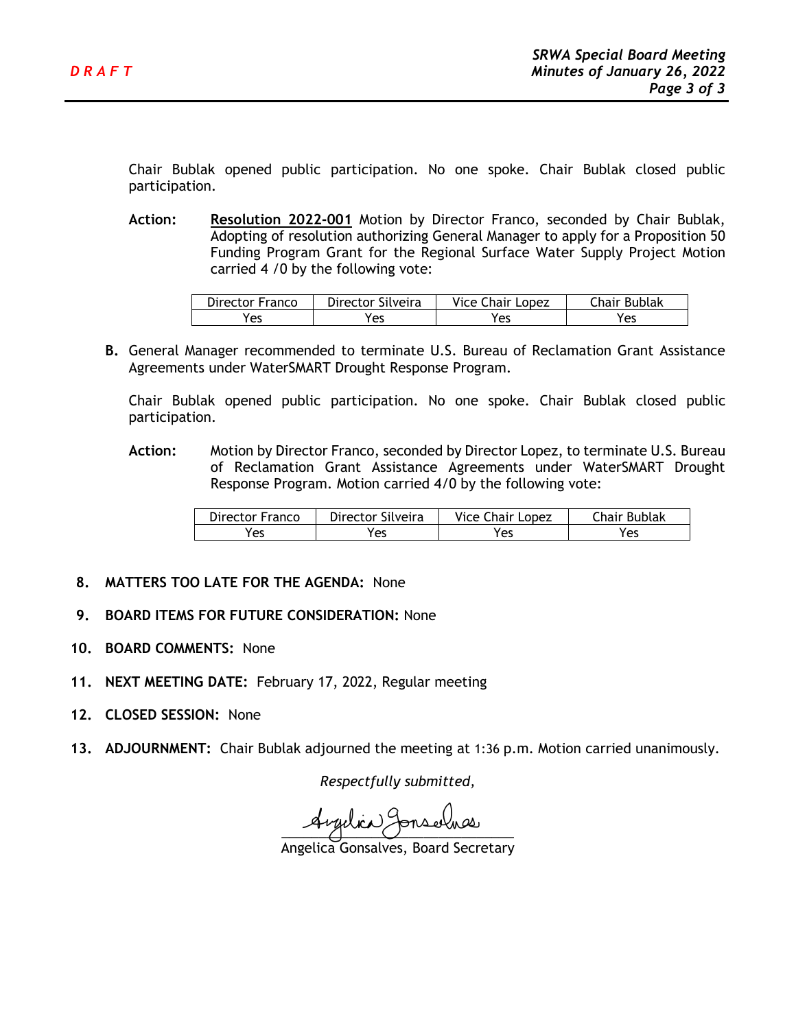Chair Bublak opened public participation. No one spoke. Chair Bublak closed public participation.

**Action:** **Resolution 2022-001** Motion by Director Franco, seconded by Chair Bublak, Adopting of resolution authorizing General Manager to apply for a Proposition 50 Funding Program Grant for the Regional Surface Water Supply Project Motion carried 4 /0 by the following vote:

| Director Franco | Director Silveira | Vice Chair Lopez | Chair Bublak |
|---|---|---|---|
| Yes | Yes | Yes | Yes |

**B.** General Manager recommended to terminate U.S. Bureau of Reclamation Grant Assistance Agreements under WaterSMART Drought Response Program.

Chair Bublak opened public participation. No one spoke. Chair Bublak closed public participation.

**Action:** Motion by Director Franco, seconded by Director Lopez, to terminate U.S. Bureau of Reclamation Grant Assistance Agreements under WaterSMART Drought Response Program. Motion carried 4/0 by the following vote:

| Director Franco | Director Silveira | Vice Chair Lopez | Chair Bublak |
|---|---|---|---|
| Yes | Yes | Yes | Yes |

8. **MATTERS TOO LATE FOR THE AGENDA:** None

9. **BOARD ITEMS FOR FUTURE CONSIDERATION:** None

10. **BOARD COMMENTS:** None

11. **NEXT MEETING DATE:** February 17, 2022, Regular meeting

12. **CLOSED SESSION:** None

13. **ADJOURNMENT:** Chair Bublak adjourned the meeting at 1:36 p.m. Motion carried unanimously.

*Respectfully submitted,*

Angelica Gonsalves, Board Secretary